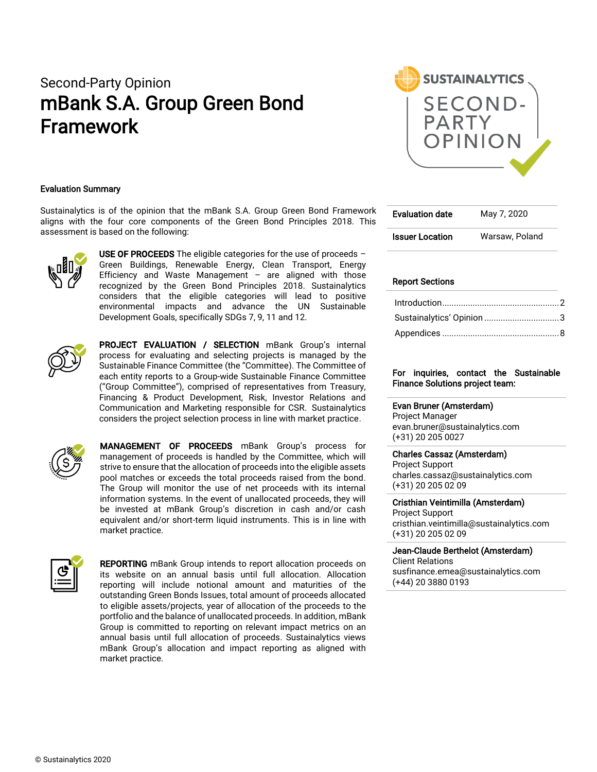Second-Party Opinion

# mBank S.A. Group Green Bond Framework

SUSTAINALYTICS SECOND-PARTY OPINION

### Evaluation Summary

Sustainalytics is of the opinion that the mBank S.A. Group Green Bond Framework aligns with the four core components of the Green Bond Principles 2018. This assessment is based on the following:

**USE OF PROCEEDS** The eligible categories for the use of proceeds – Green Buildings, Renewable Energy, Clean Transport, Energy Efficiency and Waste Management – are aligned with those recognized by the Green Bond Principles 2018. Sustainalytics considers that the eligible categories will lead to positive environmental impacts and advance the UN Sustainable Development Goals, specifically SDGs 7, 9, 11 and 12.

**PROJECT EVALUATION / SELECTION** mBank Group's internal process for evaluating and selecting projects is managed by the Sustainable Finance Committee (the "Committee). The Committee of each entity reports to a Group-wide Sustainable Finance Committee ("Group Committee"), comprised of representatives from Treasury, Financing & Product Development, Risk, Investor Relations and Communication and Marketing responsible for CSR. Sustainalytics considers the project selection process in line with market practice.

**MANAGEMENT OF PROCEEDS** mBank Group's process for management of proceeds is handled by the Committee, which will strive to ensure that the allocation of proceeds into the eligible assets pool matches or exceeds the total proceeds raised from the bond. The Group will monitor the use of net proceeds with its internal information systems. In the event of unallocated proceeds, they will be invested at mBank Group's discretion in cash and/or cash equivalent and/or short-term liquid instruments. This is in line with market practice.

**REPORTING** mBank Group intends to report allocation proceeds on its website on an annual basis until full allocation. Allocation reporting will include notional amount and maturities of the outstanding Green Bonds Issues, total amount of proceeds allocated to eligible assets/projects, year of allocation of the proceeds to the portfolio and the balance of unallocated proceeds. In addition, mBank Group is committed to reporting on relevant impact metrics on an annual basis until full allocation of proceeds. Sustainalytics views mBank Group's allocation and impact reporting as aligned with market practice.

| | |
|---|---|
| **Evaluation date** | May 7, 2020 |
| **Issuer Location** | Warsaw, Poland |

**Report Sections**

- Introduction .......... 2
- Sustainalytics' Opinion .......... 3
- Appendices .......... 8

**For inquiries, contact the Sustainable Finance Solutions project team:**

**Evan Bruner (Amsterdam)**
Project Manager
evan.bruner@sustainalytics.com
(+31) 20 205 0027

**Charles Cassaz (Amsterdam)**
Project Support
charles.cassaz@sustainalytics.com
(+31) 20 205 02 09

**Cristhian Veintimilla (Amsterdam)**
Project Support
cristhian.veintimilla@sustainalytics.com
(+31) 20 205 02 09

**Jean-Claude Berthelot (Amsterdam)**
Client Relations
susfinance.emea@sustainalytics.com
(+44) 20 3880 0193

© Sustainalytics 2020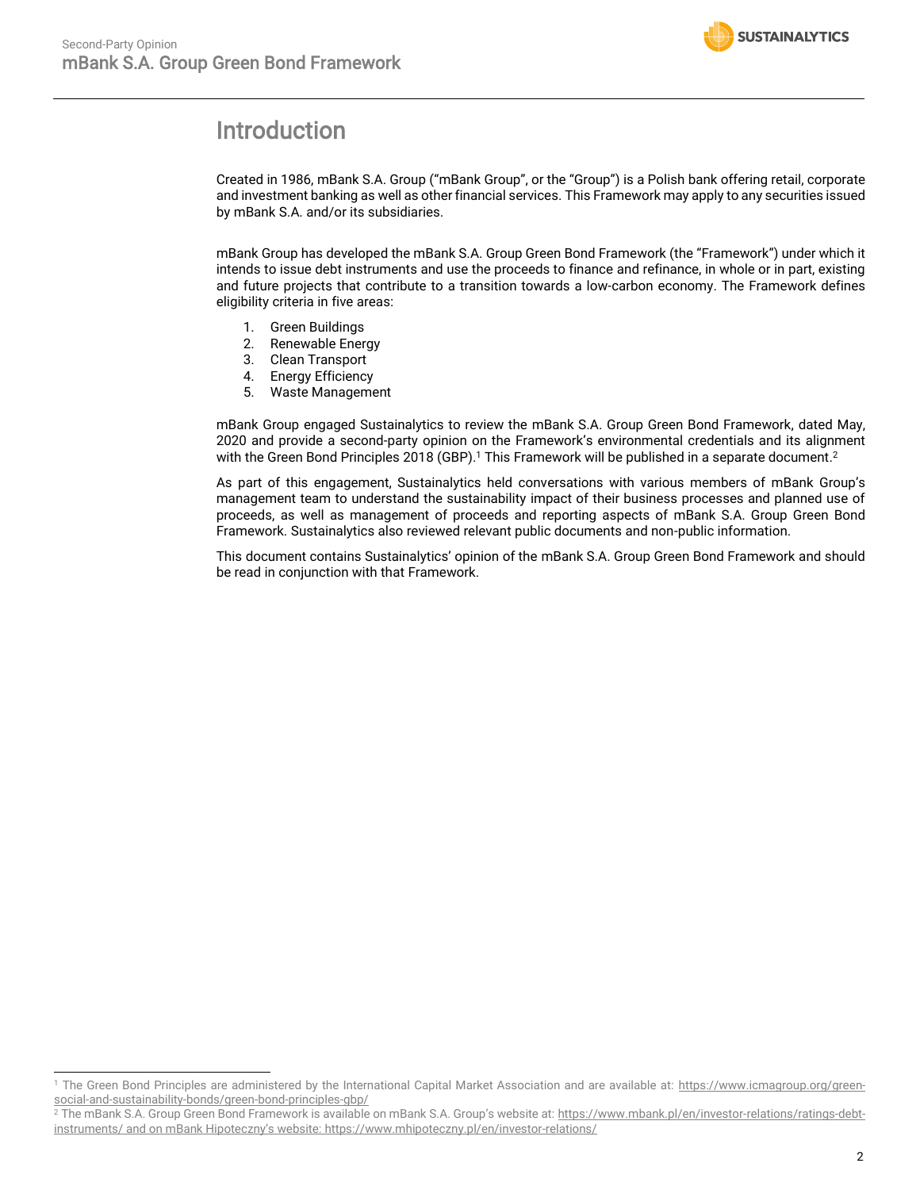# Introduction

Created in 1986, mBank S.A. Group ("mBank Group", or the "Group") is a Polish bank offering retail, corporate and investment banking as well as other financial services. This Framework may apply to any securities issued by mBank S.A. and/or its subsidiaries.

mBank Group has developed the mBank S.A. Group Green Bond Framework (the "Framework") under which it intends to issue debt instruments and use the proceeds to finance and refinance, in whole or in part, existing and future projects that contribute to a transition towards a low-carbon economy. The Framework defines eligibility criteria in five areas:

1. Green Buildings
2. Renewable Energy
3. Clean Transport
4. Energy Efficiency
5. Waste Management

mBank Group engaged Sustainalytics to review the mBank S.A. Group Green Bond Framework, dated May, 2020 and provide a second-party opinion on the Framework's environmental credentials and its alignment with the Green Bond Principles 2018 (GBP).[1] This Framework will be published in a separate document.[2]

As part of this engagement, Sustainalytics held conversations with various members of mBank Group's management team to understand the sustainability impact of their business processes and planned use of proceeds, as well as management of proceeds and reporting aspects of mBank S.A. Group Green Bond Framework. Sustainalytics also reviewed relevant public documents and non-public information.

This document contains Sustainalytics' opinion of the mBank S.A. Group Green Bond Framework and should be read in conjunction with that Framework.

---

[1] The Green Bond Principles are administered by the International Capital Market Association and are available at: https://www.icmagroup.org/green-social-and-sustainability-bonds/green-bond-principles-gbp/

[2] The mBank S.A. Group Green Bond Framework is available on mBank S.A. Group's website at: https://www.mbank.pl/en/investor-relations/ratings-debt-instruments/ and on mBank Hipoteczny's website: https://www.mhipoteczny.pl/en/investor-relations/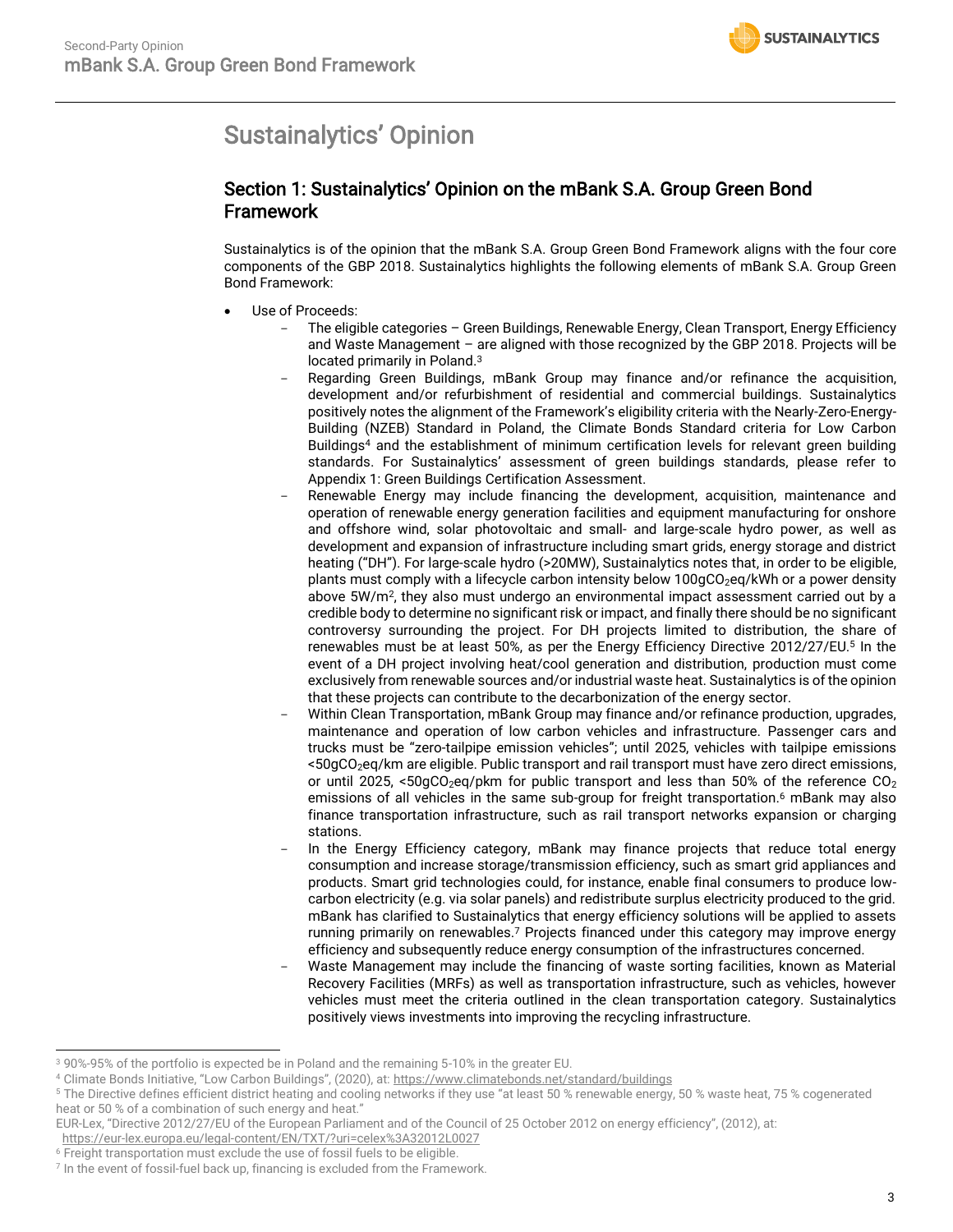# Sustainalytics' Opinion

## Section 1: Sustainalytics' Opinion on the mBank S.A. Group Green Bond Framework

Sustainalytics is of the opinion that the mBank S.A. Group Green Bond Framework aligns with the four core components of the GBP 2018. Sustainalytics highlights the following elements of mBank S.A. Group Green Bond Framework:

- Use of Proceeds:
  - The eligible categories – Green Buildings, Renewable Energy, Clean Transport, Energy Efficiency and Waste Management – are aligned with those recognized by the GBP 2018. Projects will be located primarily in Poland.[3]
  - Regarding Green Buildings, mBank Group may finance and/or refinance the acquisition, development and/or refurbishment of residential and commercial buildings. Sustainalytics positively notes the alignment of the Framework's eligibility criteria with the Nearly-Zero-Energy-Building (NZEB) Standard in Poland, the Climate Bonds Standard criteria for Low Carbon Buildings[4] and the establishment of minimum certification levels for relevant green building standards. For Sustainalytics' assessment of green buildings standards, please refer to Appendix 1: Green Buildings Certification Assessment.
  - Renewable Energy may include financing the development, acquisition, maintenance and operation of renewable energy generation facilities and equipment manufacturing for onshore and offshore wind, solar photovoltaic and small- and large-scale hydro power, as well as development and expansion of infrastructure including smart grids, energy storage and district heating ("DH"). For large-scale hydro (>20MW), Sustainalytics notes that, in order to be eligible, plants must comply with a lifecycle carbon intensity below 100g$CO_2$eq/kWh or a power density above 5W/$m^2$, they also must undergo an environmental impact assessment carried out by a credible body to determine no significant risk or impact, and finally there should be no significant controversy surrounding the project. For DH projects limited to distribution, the share of renewables must be at least 50%, as per the Energy Efficiency Directive 2012/27/EU.[5] In the event of a DH project involving heat/cool generation and distribution, production must come exclusively from renewable sources and/or industrial waste heat. Sustainalytics is of the opinion that these projects can contribute to the decarbonization of the energy sector.
  - Within Clean Transportation, mBank Group may finance and/or refinance production, upgrades, maintenance and operation of low carbon vehicles and infrastructure. Passenger cars and trucks must be "zero-tailpipe emission vehicles"; until 2025, vehicles with tailpipe emissions <50g$CO_2$eq/km are eligible. Public transport and rail transport must have zero direct emissions, or until 2025, <50g$CO_2$eq/pkm for public transport and less than 50% of the reference $CO_2$ emissions of all vehicles in the same sub-group for freight transportation.[6] mBank may also finance transportation infrastructure, such as rail transport networks expansion or charging stations.
  - In the Energy Efficiency category, mBank may finance projects that reduce total energy consumption and increase storage/transmission efficiency, such as smart grid appliances and products. Smart grid technologies could, for instance, enable final consumers to produce low-carbon electricity (e.g. via solar panels) and redistribute surplus electricity produced to the grid. mBank has clarified to Sustainalytics that energy efficiency solutions will be applied to assets running primarily on renewables.[7] Projects financed under this category may improve energy efficiency and subsequently reduce energy consumption of the infrastructures concerned.
  - Waste Management may include the financing of waste sorting facilities, known as Material Recovery Facilities (MRFs) as well as transportation infrastructure, such as vehicles, however vehicles must meet the criteria outlined in the clean transportation category. Sustainalytics positively views investments into improving the recycling infrastructure.

---

[3] 90%-95% of the portfolio is expected be in Poland and the remaining 5-10% in the greater EU.

[4] Climate Bonds Initiative, "Low Carbon Buildings", (2020), at: https://www.climatebonds.net/standard/buildings

[5] The Directive defines efficient district heating and cooling networks if they use "at least 50 % renewable energy, 50 % waste heat, 75 % cogenerated heat or 50 % of a combination of such energy and heat."
EUR-Lex, "Directive 2012/27/EU of the European Parliament and of the Council of 25 October 2012 on energy efficiency", (2012), at: https://eur-lex.europa.eu/legal-content/EN/TXT/?uri=celex%3A32012L0027

[6] Freight transportation must exclude the use of fossil fuels to be eligible.

[7] In the event of fossil-fuel back up, financing is excluded from the Framework.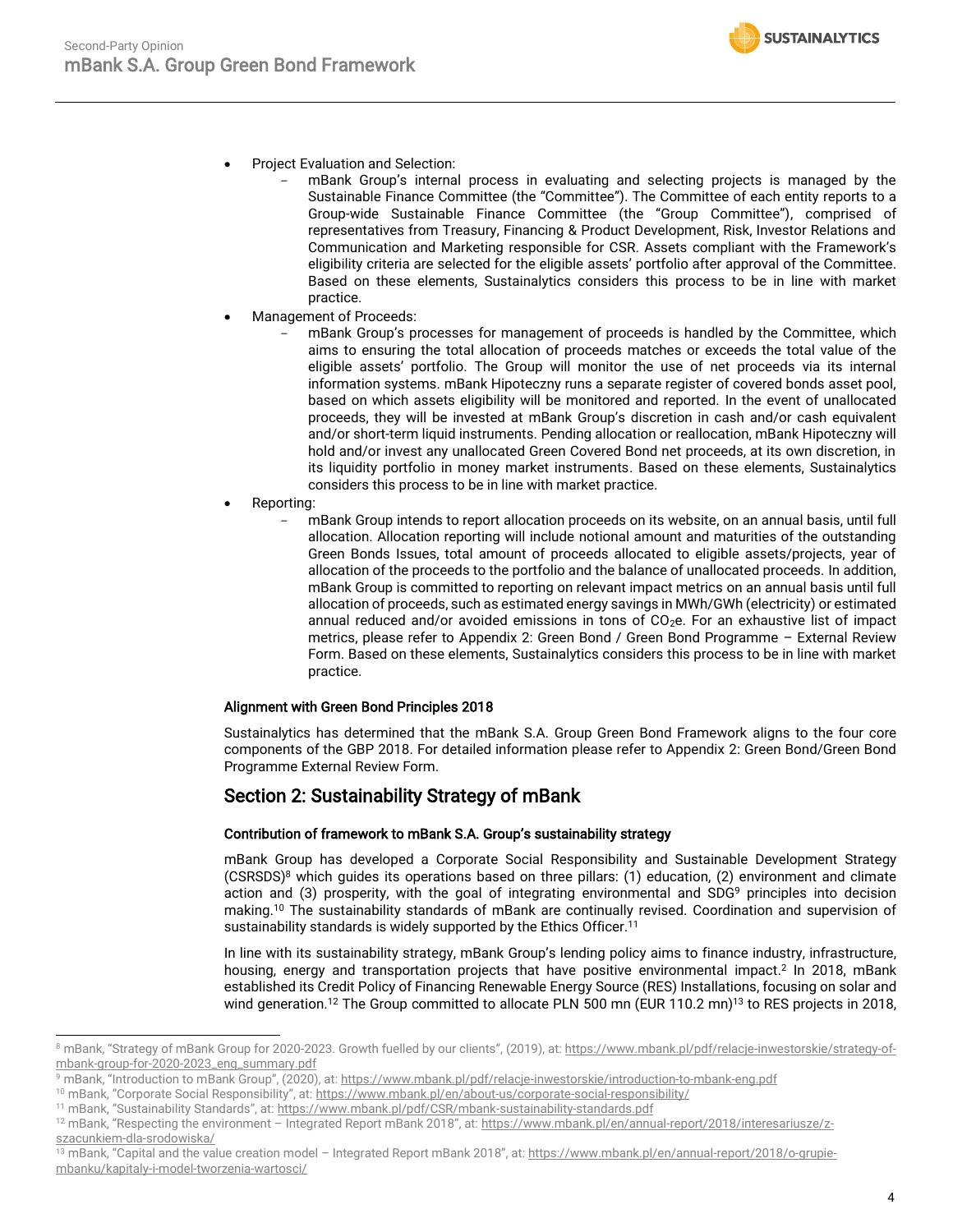- Project Evaluation and Selection:
  - mBank Group's internal process in evaluating and selecting projects is managed by the Sustainable Finance Committee (the "Committee"). The Committee of each entity reports to a Group-wide Sustainable Finance Committee (the "Group Committee"), comprised of representatives from Treasury, Financing & Product Development, Risk, Investor Relations and Communication and Marketing responsible for CSR. Assets compliant with the Framework's eligibility criteria are selected for the eligible assets' portfolio after approval of the Committee. Based on these elements, Sustainalytics considers this process to be in line with market practice.
- Management of Proceeds:
  - mBank Group's processes for management of proceeds is handled by the Committee, which aims to ensuring the total allocation of proceeds matches or exceeds the total value of the eligible assets' portfolio. The Group will monitor the use of net proceeds via its internal information systems. mBank Hipoteczny runs a separate register of covered bonds asset pool, based on which assets eligibility will be monitored and reported. In the event of unallocated proceeds, they will be invested at mBank Group's discretion in cash and/or cash equivalent and/or short-term liquid instruments. Pending allocation or reallocation, mBank Hipoteczny will hold and/or invest any unallocated Green Covered Bond net proceeds, at its own discretion, in its liquidity portfolio in money market instruments. Based on these elements, Sustainalytics considers this process to be in line with market practice.
- Reporting:
  - mBank Group intends to report allocation proceeds on its website, on an annual basis, until full allocation. Allocation reporting will include notional amount and maturities of the outstanding Green Bonds Issues, total amount of proceeds allocated to eligible assets/projects, year of allocation of the proceeds to the portfolio and the balance of unallocated proceeds. In addition, mBank Group is committed to reporting on relevant impact metrics on an annual basis until full allocation of proceeds, such as estimated energy savings in MWh/GWh (electricity) or estimated annual reduced and/or avoided emissions in tons of $CO_2e$. For an exhaustive list of impact metrics, please refer to Appendix 2: Green Bond / Green Bond Programme – External Review Form. Based on these elements, Sustainalytics considers this process to be in line with market practice.

### Alignment with Green Bond Principles 2018

Sustainalytics has determined that the mBank S.A. Group Green Bond Framework aligns to the four core components of the GBP 2018. For detailed information please refer to Appendix 2: Green Bond/Green Bond Programme External Review Form.

## Section 2: Sustainability Strategy of mBank

### Contribution of framework to mBank S.A. Group's sustainability strategy

mBank Group has developed a Corporate Social Responsibility and Sustainable Development Strategy (CSRSDS)[8] which guides its operations based on three pillars: (1) education, (2) environment and climate action and (3) prosperity, with the goal of integrating environmental and SDG[9] principles into decision making.[10] The sustainability standards of mBank are continually revised. Coordination and supervision of sustainability standards is widely supported by the Ethics Officer.[11]

In line with its sustainability strategy, mBank Group's lending policy aims to finance industry, infrastructure, housing, energy and transportation projects that have positive environmental impact.[2] In 2018, mBank established its Credit Policy of Financing Renewable Energy Source (RES) Installations, focusing on solar and wind generation.[12] The Group committed to allocate PLN 500 mn (EUR 110.2 mn)[13] to RES projects in 2018,

---

[8] mBank, "Strategy of mBank Group for 2020-2023. Growth fuelled by our clients", (2019), at: https://www.mbank.pl/pdf/relacje-inwestorskie/strategy-of-mbank-group-for-2020-2023_eng_summary.pdf

[9] mBank, "Introduction to mBank Group", (2020), at: https://www.mbank.pl/pdf/relacje-inwestorskie/introduction-to-mbank-eng.pdf

[10] mBank, "Corporate Social Responsibility", at: https://www.mbank.pl/en/about-us/corporate-social-responsibility/

[11] mBank, "Sustainability Standards", at: https://www.mbank.pl/pdf/CSR/mbank-sustainability-standards.pdf

[12] mBank, "Respecting the environment – Integrated Report mBank 2018", at: https://www.mbank.pl/en/annual-report/2018/interesariusze/z-szacunkiem-dla-srodowiska/

[13] mBank, "Capital and the value creation model – Integrated Report mBank 2018", at: https://www.mbank.pl/en/annual-report/2018/o-grupie-mbanku/kapitaly-i-model-tworzenia-wartosci/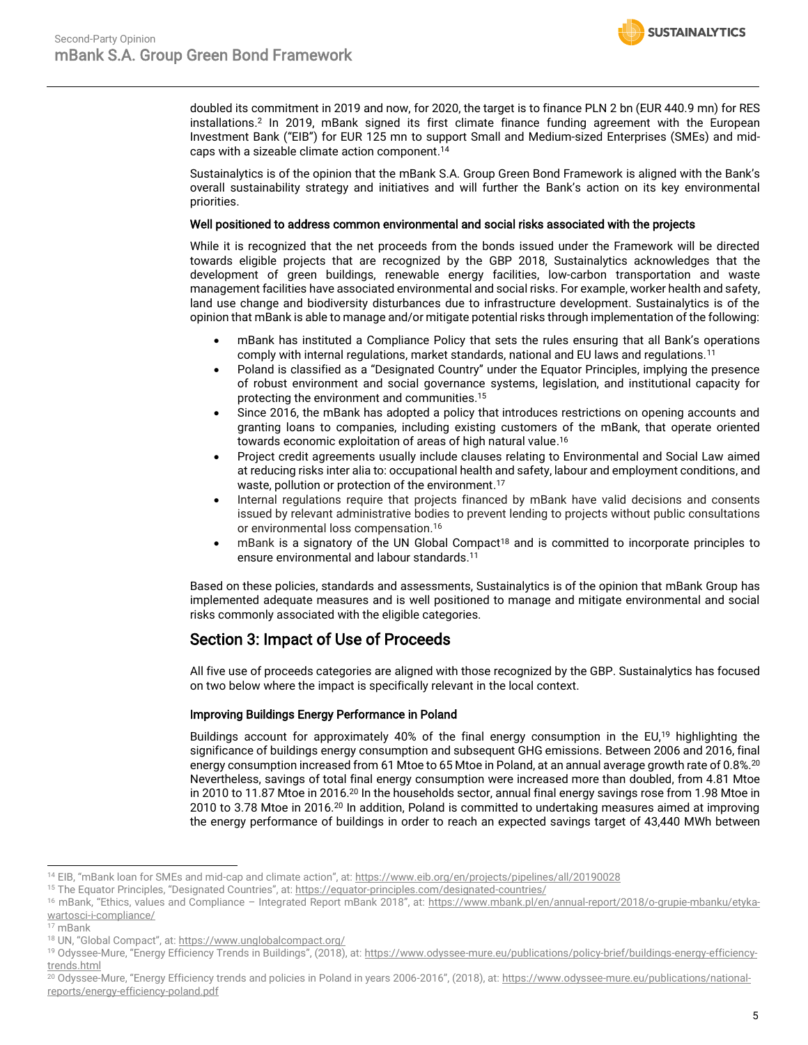doubled its commitment in 2019 and now, for 2020, the target is to finance PLN 2 bn (EUR 440.9 mn) for RES installations.[2] In 2019, mBank signed its first climate finance funding agreement with the European Investment Bank ("EIB") for EUR 125 mn to support Small and Medium-sized Enterprises (SMEs) and mid-caps with a sizeable climate action component.[14]

Sustainalytics is of the opinion that the mBank S.A. Group Green Bond Framework is aligned with the Bank's overall sustainability strategy and initiatives and will further the Bank's action on its key environmental priorities.

### Well positioned to address common environmental and social risks associated with the projects

While it is recognized that the net proceeds from the bonds issued under the Framework will be directed towards eligible projects that are recognized by the GBP 2018, Sustainalytics acknowledges that the development of green buildings, renewable energy facilities, low-carbon transportation and waste management facilities have associated environmental and social risks. For example, worker health and safety, land use change and biodiversity disturbances due to infrastructure development. Sustainalytics is of the opinion that mBank is able to manage and/or mitigate potential risks through implementation of the following:

- mBank has instituted a Compliance Policy that sets the rules ensuring that all Bank's operations comply with internal regulations, market standards, national and EU laws and regulations.[11]
- Poland is classified as a "Designated Country" under the Equator Principles, implying the presence of robust environment and social governance systems, legislation, and institutional capacity for protecting the environment and communities.[15]
- Since 2016, the mBank has adopted a policy that introduces restrictions on opening accounts and granting loans to companies, including existing customers of the mBank, that operate oriented towards economic exploitation of areas of high natural value.[16]
- Project credit agreements usually include clauses relating to Environmental and Social Law aimed at reducing risks inter alia to: occupational health and safety, labour and employment conditions, and waste, pollution or protection of the environment.[17]
- Internal regulations require that projects financed by mBank have valid decisions and consents issued by relevant administrative bodies to prevent lending to projects without public consultations or environmental loss compensation.[16]
- mBank is a signatory of the UN Global Compact[18] and is committed to incorporate principles to ensure environmental and labour standards.[11]

Based on these policies, standards and assessments, Sustainalytics is of the opinion that mBank Group has implemented adequate measures and is well positioned to manage and mitigate environmental and social risks commonly associated with the eligible categories.

## Section 3: Impact of Use of Proceeds

All five use of proceeds categories are aligned with those recognized by the GBP. Sustainalytics has focused on two below where the impact is specifically relevant in the local context.

### Improving Buildings Energy Performance in Poland

Buildings account for approximately 40% of the final energy consumption in the EU,[19] highlighting the significance of buildings energy consumption and subsequent GHG emissions. Between 2006 and 2016, final energy consumption increased from 61 Mtoe to 65 Mtoe in Poland, at an annual average growth rate of 0.8%.[20] Nevertheless, savings of total final energy consumption were increased more than doubled, from 4.81 Mtoe in 2010 to 11.87 Mtoe in 2016.[20] In the households sector, annual final energy savings rose from 1.98 Mtoe in 2010 to 3.78 Mtoe in 2016.[20] In addition, Poland is committed to undertaking measures aimed at improving the energy performance of buildings in order to reach an expected savings target of 43,440 MWh between

---

[14] EIB, "mBank loan for SMEs and mid-cap and climate action", at: https://www.eib.org/en/projects/pipelines/all/20190028

[15] The Equator Principles, "Designated Countries", at: https://equator-principles.com/designated-countries/

[16] mBank, "Ethics, values and Compliance – Integrated Report mBank 2018", at: https://www.mbank.pl/en/annual-report/2018/o-grupie-mbanku/etyka-wartosci-i-compliance/

[17] mBank

[18] UN, "Global Compact", at: https://www.unglobalcompact.org/

[19] Odyssee-Mure, "Energy Efficiency Trends in Buildings", (2018), at: https://www.odyssee-mure.eu/publications/policy-brief/buildings-energy-efficiency-trends.html

[20] Odyssee-Mure, "Energy Efficiency trends and policies in Poland in years 2006-2016", (2018), at: https://www.odyssee-mure.eu/publications/national-reports/energy-efficiency-poland.pdf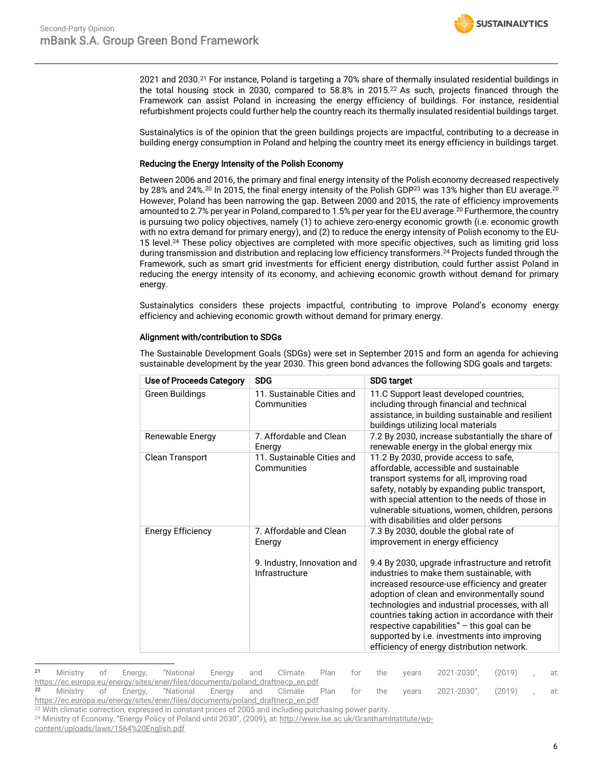2021 and 2030.[21] For instance, Poland is targeting a 70% share of thermally insulated residential buildings in the total housing stock in 2030, compared to 58.8% in 2015.[22] As such, projects financed through the Framework can assist Poland in increasing the energy efficiency of buildings. For instance, residential refurbishment projects could further help the country reach its thermally insulated residential buildings target.

Sustainalytics is of the opinion that the green buildings projects are impactful, contributing to a decrease in building energy consumption in Poland and helping the country meet its energy efficiency in buildings target.

### Reducing the Energy Intensity of the Polish Economy

Between 2006 and 2016, the primary and final energy intensity of the Polish economy decreased respectively by 28% and 24%.[20] In 2015, the final energy intensity of the Polish GDP[23] was 13% higher than EU average.[20] However, Poland has been narrowing the gap. Between 2000 and 2015, the rate of efficiency improvements amounted to 2.7% per year in Poland, compared to 1.5% per year for the EU average.[20] Furthermore, the country is pursuing two policy objectives, namely (1) to achieve zero-energy economic growth (i.e. economic growth with no extra demand for primary energy), and (2) to reduce the energy intensity of Polish economy to the EU-15 level.[24] These policy objectives are completed with more specific objectives, such as limiting grid loss during transmission and distribution and replacing low efficiency transformers.[24] Projects funded through the Framework, such as smart grid investments for efficient energy distribution, could further assist Poland in reducing the energy intensity of its economy, and achieving economic growth without demand for primary energy.

Sustainalytics considers these projects impactful, contributing to improve Poland's economy energy efficiency and achieving economic growth without demand for primary energy.

### Alignment with/contribution to SDGs

The Sustainable Development Goals (SDGs) were set in September 2015 and form an agenda for achieving sustainable development by the year 2030. This green bond advances the following SDG goals and targets:

| Use of Proceeds Category | SDG | SDG target |
|---|---|---|
| Green Buildings | 11. Sustainable Cities and Communities | 11.C Support least developed countries, including through financial and technical assistance, in building sustainable and resilient buildings utilizing local materials |
| Renewable Energy | 7. Affordable and Clean Energy | 7.2 By 2030, increase substantially the share of renewable energy in the global energy mix |
| Clean Transport | 11. Sustainable Cities and Communities | 11.2 By 2030, provide access to safe, affordable, accessible and sustainable transport systems for all, improving road safety, notably by expanding public transport, with special attention to the needs of those in vulnerable situations, women, children, persons with disabilities and older persons |
| Energy Efficiency | 7. Affordable and Clean Energy<br><br>9. Industry, Innovation and Infrastructure | 7.3 By 2030, double the global rate of improvement in energy efficiency<br><br>9.4 By 2030, upgrade infrastructure and retrofit industries to make them sustainable, with increased resource-use efficiency and greater adoption of clean and environmentally sound technologies and industrial processes, with all countries taking action in accordance with their respective capabilities" – this goal can be supported by i.e. investments into improving efficiency of energy distribution network. |

[21] Ministry of Energy, "National Energy and Climate Plan for the years 2021-2030", (2019) , at: https://ec.europa.eu/energy/sites/ener/files/documents/poland_draftnecp_en.pdf

[22] Ministry of Energy, "National Energy and Climate Plan for the years 2021-2030", (2019) , at: https://ec.europa.eu/energy/sites/ener/files/documents/poland_draftnecp_en.pdf

[23] With climatic correction, expressed in constant prices of 2005 and including purchasing power parity.

[24] Ministry of Economy, "Energy Policy of Poland until 2030", (2009), at: http://www.lse.ac.uk/GranthamInstitute/wp-content/uploads/laws/1564%20English.pdf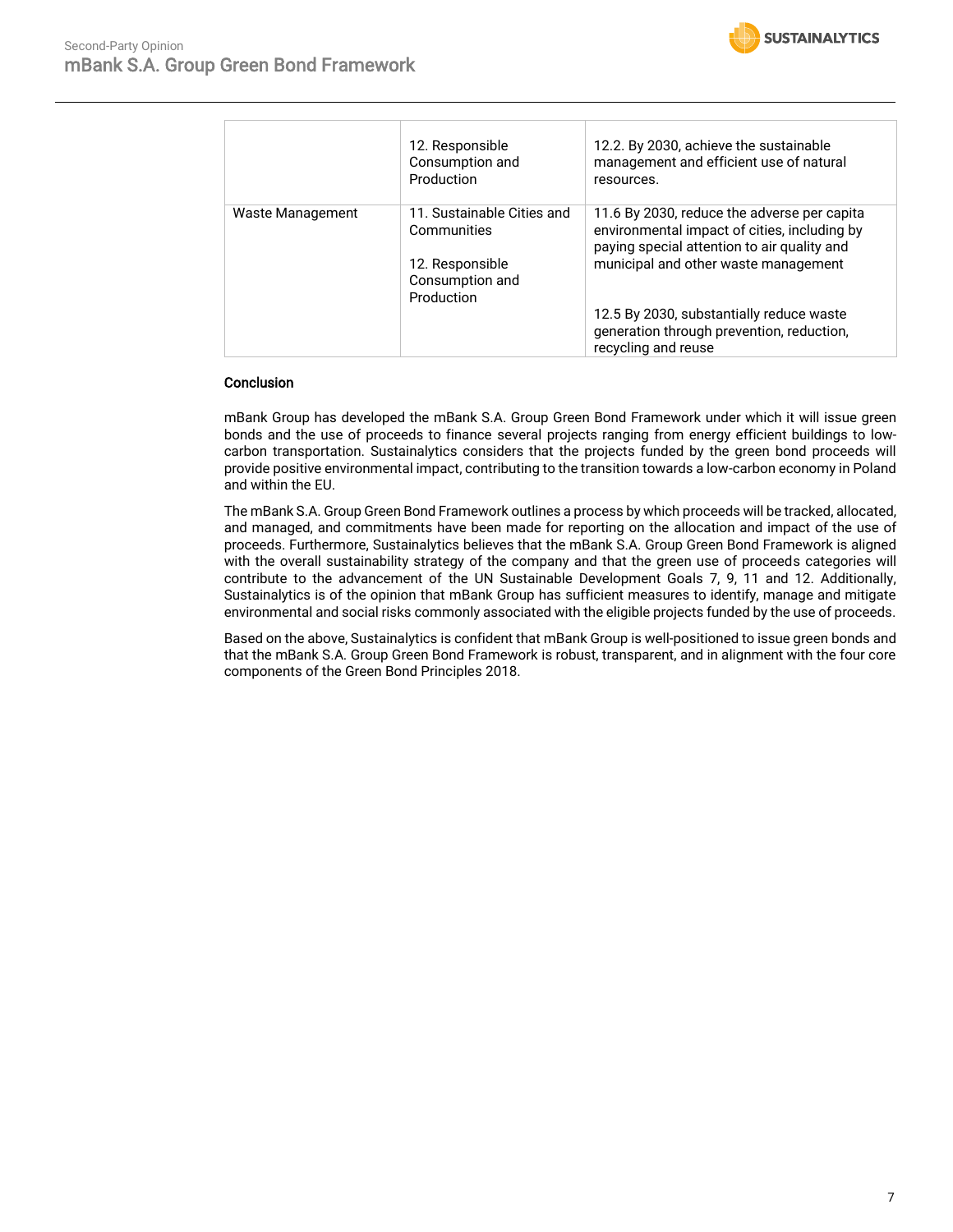| | | |
|---|---|---|
| | 12. Responsible Consumption and Production | 12.2. By 2030, achieve the sustainable management and efficient use of natural resources. |
| Waste Management | 11. Sustainable Cities and Communities<br><br>12. Responsible Consumption and Production | 11.6 By 2030, reduce the adverse per capita environmental impact of cities, including by paying special attention to air quality and municipal and other waste management<br><br>12.5 By 2030, substantially reduce waste generation through prevention, reduction, recycling and reuse |

**Conclusion**

mBank Group has developed the mBank S.A. Group Green Bond Framework under which it will issue green bonds and the use of proceeds to finance several projects ranging from energy efficient buildings to low-carbon transportation. Sustainalytics considers that the projects funded by the green bond proceeds will provide positive environmental impact, contributing to the transition towards a low-carbon economy in Poland and within the EU.

The mBank S.A. Group Green Bond Framework outlines a process by which proceeds will be tracked, allocated, and managed, and commitments have been made for reporting on the allocation and impact of the use of proceeds. Furthermore, Sustainalytics believes that the mBank S.A. Group Green Bond Framework is aligned with the overall sustainability strategy of the company and that the green use of proceeds categories will contribute to the advancement of the UN Sustainable Development Goals 7, 9, 11 and 12. Additionally, Sustainalytics is of the opinion that mBank Group has sufficient measures to identify, manage and mitigate environmental and social risks commonly associated with the eligible projects funded by the use of proceeds.

Based on the above, Sustainalytics is confident that mBank Group is well-positioned to issue green bonds and that the mBank S.A. Group Green Bond Framework is robust, transparent, and in alignment with the four core components of the Green Bond Principles 2018.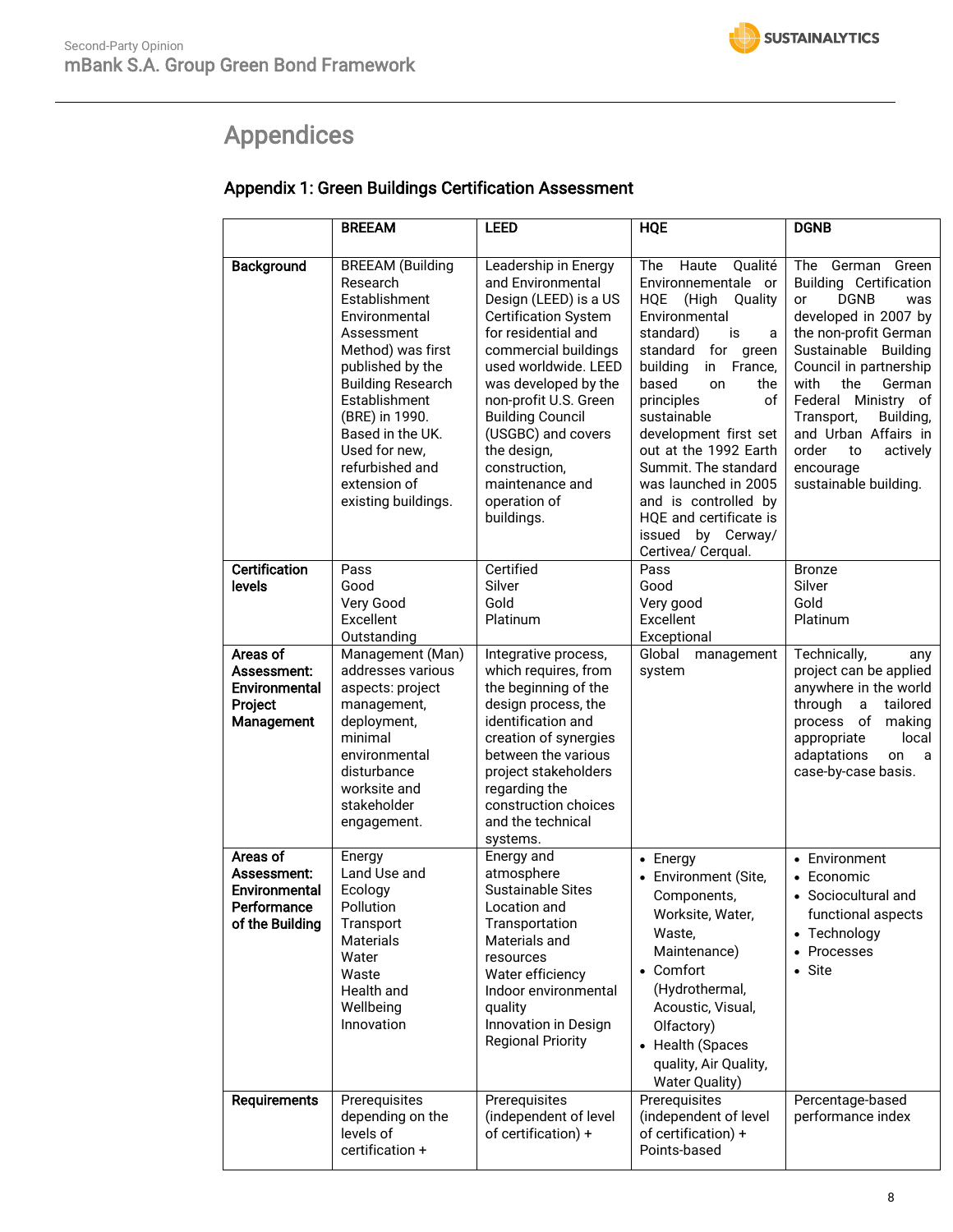# Appendices

## Appendix 1: Green Buildings Certification Assessment

| | BREEAM | LEED | HQE | DGNB |
|---|---|---|---|---|
| **Background** | BREEAM (Building Research Establishment Environmental Assessment Method) was first published by the Building Research Establishment (BRE) in 1990. Based in the UK. Used for new, refurbished and extension of existing buildings. | Leadership in Energy and Environmental Design (LEED) is a US Certification System for residential and commercial buildings used worldwide. LEED was developed by the non-profit U.S. Green Building Council (USGBC) and covers the design, construction, maintenance and operation of buildings. | The Haute Qualité Environnementale or HQE (High Quality Environmental standard) is a standard for green building in France, based on the principles of sustainable development first set out at the 1992 Earth Summit. The standard was launched in 2005 and is controlled by HQE and certificate is issued by Cerway/ Certivea/ Cerqual. | The German Green Building Certification or DGNB was developed in 2007 by the non-profit German Sustainable Building Council in partnership with the German Federal Ministry of Transport, Building, and Urban Affairs in order to actively encourage sustainable building. |
| **Certification levels** | Pass<br>Good<br>Very Good<br>Excellent<br>Outstanding | Certified<br>Silver<br>Gold<br>Platinum | Pass<br>Good<br>Very good<br>Excellent<br>Exceptional | Bronze<br>Silver<br>Gold<br>Platinum |
| **Areas of Assessment: Environmental Project Management** | Management (Man) addresses various aspects: project management, deployment, minimal environmental disturbance worksite and stakeholder engagement. | Integrative process, which requires, from the beginning of the design process, the identification and creation of synergies between the various project stakeholders regarding the construction choices and the technical systems. | Global management system | Technically, any project can be applied anywhere in the world through a tailored process of making appropriate local adaptations on a case-by-case basis. |
| **Areas of Assessment: Environmental Performance of the Building** | Energy<br>Land Use and Ecology<br>Pollution<br>Transport<br>Materials<br>Water<br>Waste<br>Health and Wellbeing<br>Innovation | Energy and atmosphere<br>Sustainable Sites<br>Location and Transportation<br>Materials and resources<br>Water efficiency<br>Indoor environmental quality<br>Innovation in Design<br>Regional Priority | • Energy<br>• Environment (Site, Components, Worksite, Water, Waste, Maintenance)<br>• Comfort (Hydrothermal, Acoustic, Visual, Olfactory)<br>• Health (Spaces quality, Air Quality, Water Quality) | • Environment<br>• Economic<br>• Sociocultural and functional aspects<br>• Technology<br>• Processes<br>• Site |
| **Requirements** | Prerequisites depending on the levels of certification + | Prerequisites (independent of level of certification) + | Prerequisites (independent of level of certification) + Points-based | Percentage-based performance index |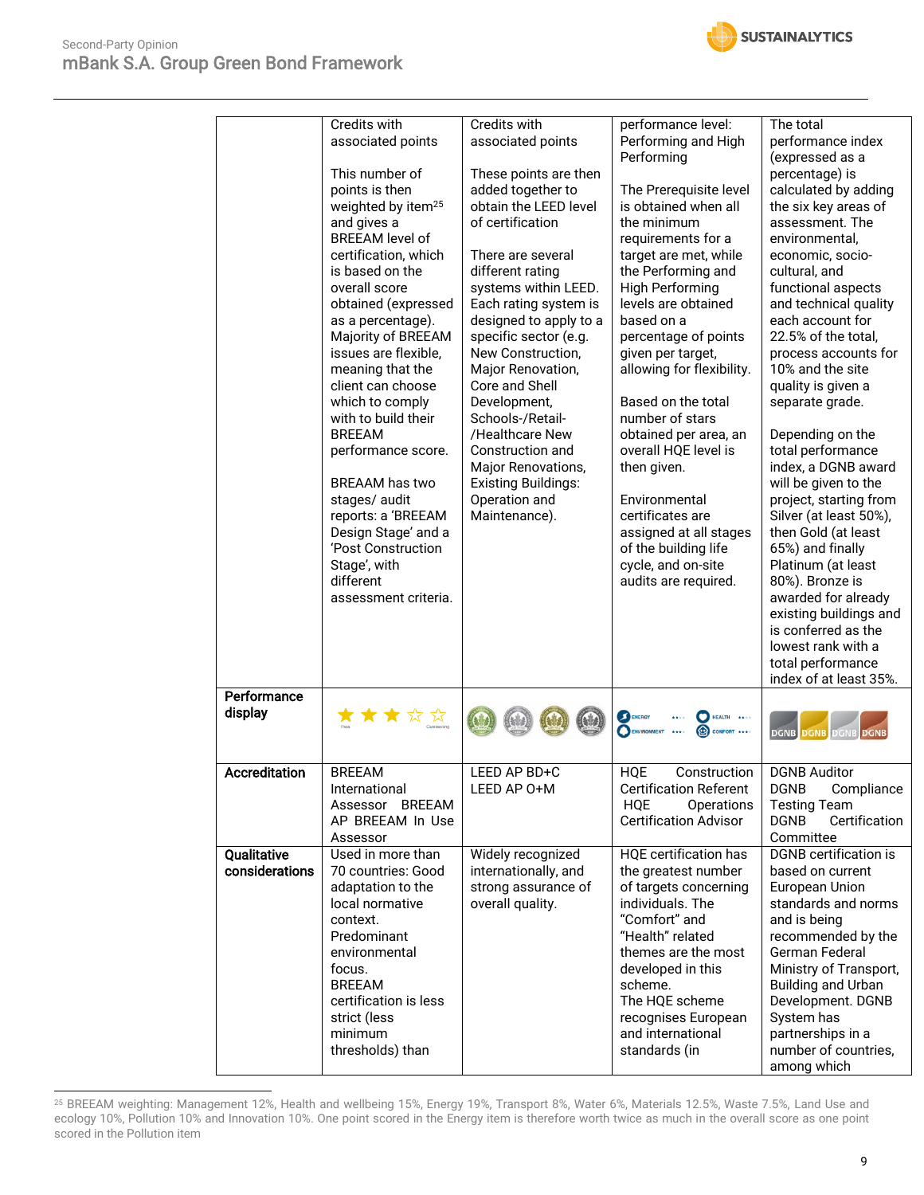| | | | | |
|---|---|---|---|---|
| | Credits with associated points<br><br>This number of points is then weighted by item[25] and gives a BREEAM level of certification, which is based on the overall score obtained (expressed as a percentage). Majority of BREEAM issues are flexible, meaning that the client can choose which to comply with to build their BREEAM performance score.<br><br>BREAAM has two stages/ audit reports: a 'BREEAM Design Stage' and a 'Post Construction Stage', with different assessment criteria. | Credits with associated points<br><br>These points are then added together to obtain the LEED level of certification<br><br>There are several different rating systems within LEED. Each rating system is designed to apply to a specific sector (e.g. New Construction, Major Renovation, Core and Shell Development, Schools-/Retail-/Healthcare New Construction and Major Renovations, Existing Buildings: Operation and Maintenance). | performance level: Performing and High Performing<br><br>The Prerequisite level is obtained when all the minimum requirements for a target are met, while the Performing and High Performing levels are obtained based on a percentage of points given per target, allowing for flexibility.<br><br>Based on the total number of stars obtained per area, an overall HQE level is then given.<br><br>Environmental certificates are assigned at all stages of the building life cycle, and on-site audits are required. | The total performance index (expressed as a percentage) is calculated by adding the six key areas of assessment. The environmental, economic, socio-cultural, and functional aspects and technical quality each account for 22.5% of the total, process accounts for 10% and the site quality is given a separate grade.<br><br>Depending on the total performance index, a DGNB award will be given to the project, starting from Silver (at least 50%), then Gold (at least 65%) and finally Platinum (at least 80%). Bronze is awarded for already existing buildings and is conferred as the lowest rank with a total performance index of at least 35%. |
| **Performance display** | | | | |
| **Accreditation** | BREEAM International Assessor BREEAM AP BREEAM In Use Assessor | LEED AP BD+C<br>LEED AP O+M | HQE Construction Certification Referent<br>HQE Operations Certification Advisor | DGNB Auditor<br>DGNB Compliance Testing Team<br>DGNB Certification Committee |
| **Qualitative considerations** | Used in more than 70 countries: Good adaptation to the local normative context.<br>Predominant environmental focus.<br>BREEAM certification is less strict (less minimum thresholds) than | Widely recognized internationally, and strong assurance of overall quality. | HQE certification has the greatest number of targets concerning individuals. The "Comfort" and "Health" related themes are the most developed in this scheme.<br>The HQE scheme recognises European and international standards (in | DGNB certification is based on current European Union standards and norms and is being recommended by the German Federal Ministry of Transport, Building and Urban Development. DGNB System has partnerships in a number of countries, among which |

[25] BREEAM weighting: Management 12%, Health and wellbeing 15%, Energy 19%, Transport 8%, Water 6%, Materials 12.5%, Waste 7.5%, Land Use and ecology 10%, Pollution 10% and Innovation 10%. One point scored in the Energy item is therefore worth twice as much in the overall score as one point scored in the Pollution item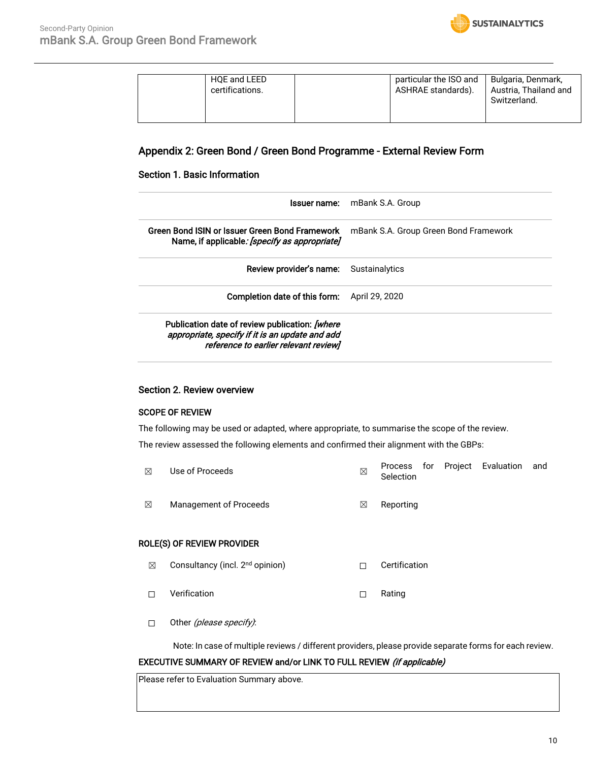| | HQE and LEED certifications. | | particular the ISO and ASHRAE standards). | Bulgaria, Denmark, Austria, Thailand and Switzerland. |
|---|---|---|---|---|

## Appendix 2: Green Bond / Green Bond Programme - External Review Form

### Section 1. Basic Information

| | |
|---|---|
| **Issuer name:** | mBank S.A. Group |
| **Green Bond ISIN or Issuer Green Bond Framework Name, if applicable:** ***[specify as appropriate]*** | mBank S.A. Group Green Bond Framework |
| **Review provider's name:** | Sustainalytics |
| **Completion date of this form:** | April 29, 2020 |
| **Publication date of review publication:** ***[where appropriate, specify if it is an update and add reference to earlier relevant review]*** | |

### Section 2. Review overview

**SCOPE OF REVIEW**

The following may be used or adapted, where appropriate, to summarise the scope of the review.

The review assessed the following elements and confirmed their alignment with the GBPs:

| | | | |
|---|---|---|---|
| ☒ | Use of Proceeds | ☒ | Process for Project Evaluation and Selection |
| ☒ | Management of Proceeds | ☒ | Reporting |

**ROLE(S) OF REVIEW PROVIDER**

| | | | |
|---|---|---|---|
| ☒ | Consultancy (incl. 2nd opinion) | ☐ | Certification |
| ☐ | Verification | ☐ | Rating |
| ☐ | Other *(please specify)*: | | |

Note: In case of multiple reviews / different providers, please provide separate forms for each review.

**EXECUTIVE SUMMARY OF REVIEW and/or LINK TO FULL REVIEW** ***(if applicable)***

| Please refer to Evaluation Summary above. |
|---|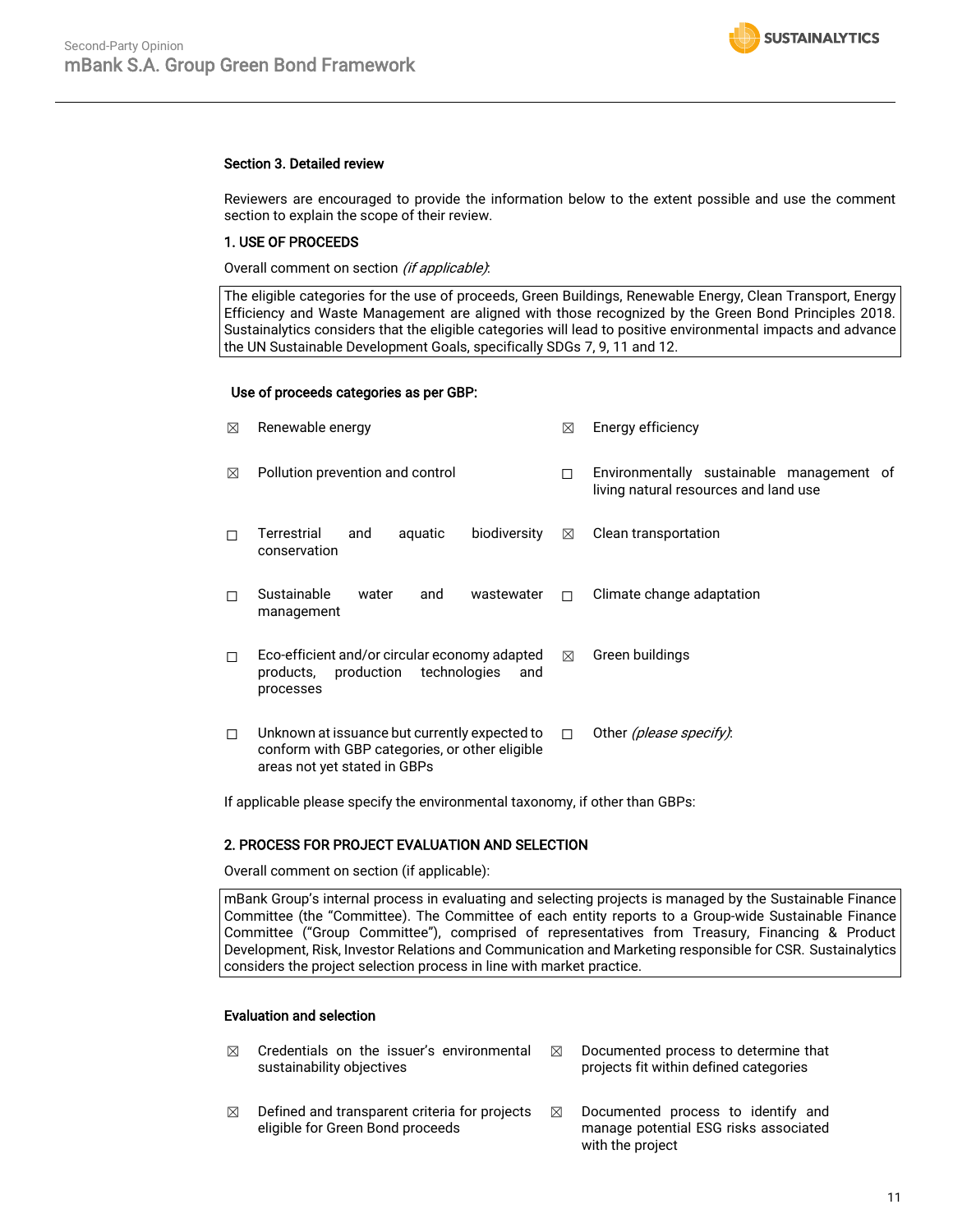### Section 3. Detailed review

Reviewers are encouraged to provide the information below to the extent possible and use the comment section to explain the scope of their review.

#### 1. USE OF PROCEEDS

Overall comment on section *(if applicable)*:

The eligible categories for the use of proceeds, Green Buildings, Renewable Energy, Clean Transport, Energy Efficiency and Waste Management are aligned with those recognized by the Green Bond Principles 2018. Sustainalytics considers that the eligible categories will lead to positive environmental impacts and advance the UN Sustainable Development Goals, specifically SDGs 7, 9, 11 and 12.

**Use of proceeds categories as per GBP:**

- ☒ Renewable energy
- ☒ Energy efficiency
- ☒ Pollution prevention and control
- ☐ Environmentally sustainable management of living natural resources and land use
- ☐ Terrestrial and aquatic biodiversity conservation
- ☒ Clean transportation
- ☐ Sustainable water and wastewater management
- ☐ Climate change adaptation
- ☐ Eco-efficient and/or circular economy adapted products, production technologies and processes
- ☒ Green buildings
- ☐ Unknown at issuance but currently expected to conform with GBP categories, or other eligible areas not yet stated in GBPs
- ☐ Other *(please specify)*:

If applicable please specify the environmental taxonomy, if other than GBPs:

#### 2. PROCESS FOR PROJECT EVALUATION AND SELECTION

Overall comment on section (if applicable):

mBank Group's internal process in evaluating and selecting projects is managed by the Sustainable Finance Committee (the "Committee). The Committee of each entity reports to a Group-wide Sustainable Finance Committee ("Group Committee"), comprised of representatives from Treasury, Financing & Product Development, Risk, Investor Relations and Communication and Marketing responsible for CSR. Sustainalytics considers the project selection process in line with market practice.

**Evaluation and selection**

- ☒ Credentials on the issuer's environmental sustainability objectives
- ☒ Documented process to determine that projects fit within defined categories
- ☒ Defined and transparent criteria for projects eligible for Green Bond proceeds
- ☒ Documented process to identify and manage potential ESG risks associated with the project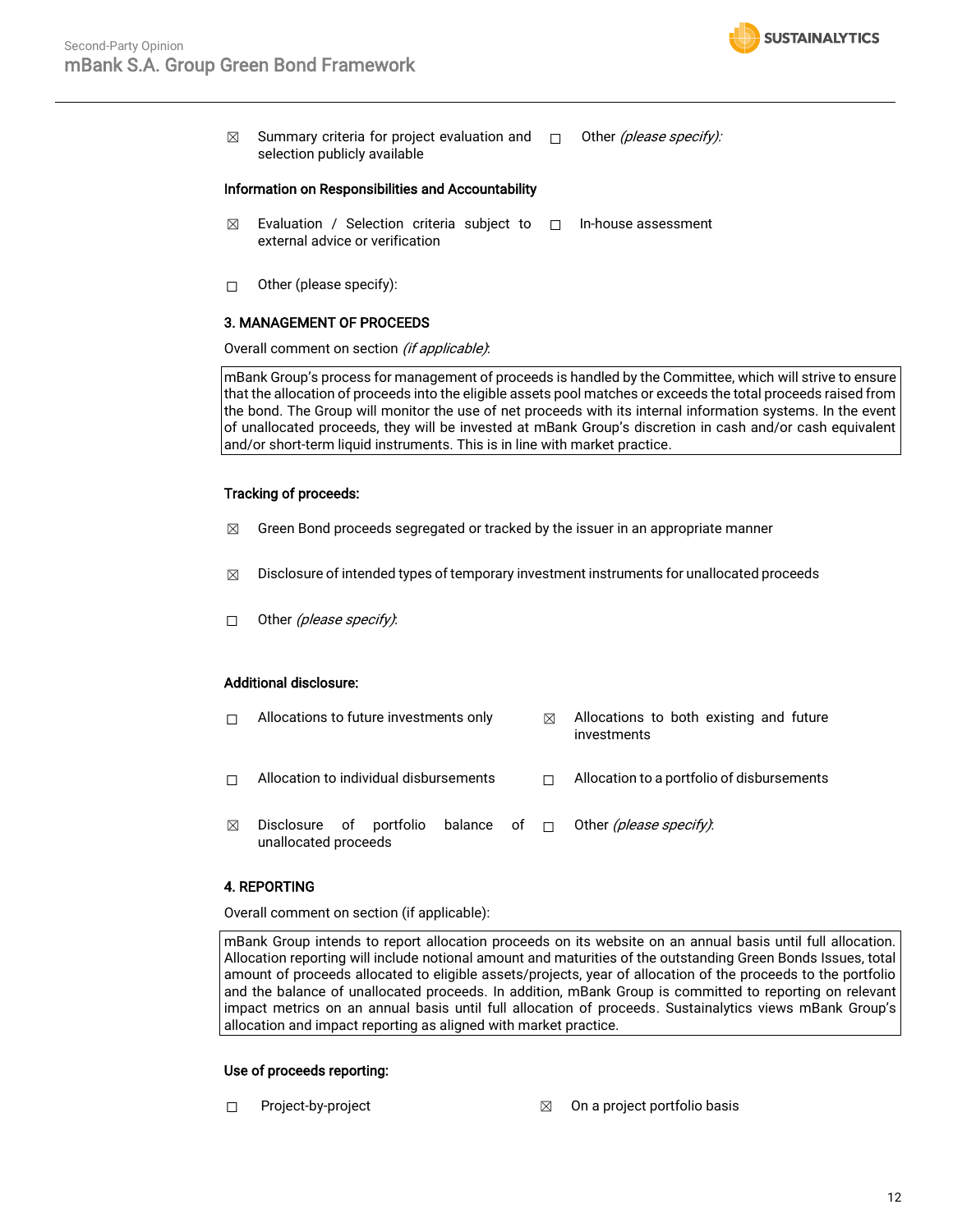☒ Summary criteria for project evaluation and selection publicly available

☐ Other *(please specify)*:

**Information on Responsibilities and Accountability**

☒ Evaluation / Selection criteria subject to external advice or verification

☐ In-house assessment

☐ Other (please specify):

**3. MANAGEMENT OF PROCEEDS**

Overall comment on section *(if applicable)*:

| mBank Group's process for management of proceeds is handled by the Committee, which will strive to ensure that the allocation of proceeds into the eligible assets pool matches or exceeds the total proceeds raised from the bond. The Group will monitor the use of net proceeds with its internal information systems. In the event of unallocated proceeds, they will be invested at mBank Group's discretion in cash and/or cash equivalent and/or short-term liquid instruments. This is in line with market practice. |
|---|

**Tracking of proceeds:**

☒ Green Bond proceeds segregated or tracked by the issuer in an appropriate manner

☒ Disclosure of intended types of temporary investment instruments for unallocated proceeds

☐ Other *(please specify)*:

**Additional disclosure:**

☐ Allocations to future investments only

☒ Allocations to both existing and future investments

☐ Allocation to individual disbursements

☐ Allocation to a portfolio of disbursements

☒ Disclosure of portfolio balance of unallocated proceeds

☐ Other *(please specify)*:

**4. REPORTING**

Overall comment on section (if applicable):

| mBank Group intends to report allocation proceeds on its website on an annual basis until full allocation. Allocation reporting will include notional amount and maturities of the outstanding Green Bonds Issues, total amount of proceeds allocated to eligible assets/projects, year of allocation of the proceeds to the portfolio and the balance of unallocated proceeds. In addition, mBank Group is committed to reporting on relevant impact metrics on an annual basis until full allocation of proceeds. Sustainalytics views mBank Group's allocation and impact reporting as aligned with market practice. |
|---|

**Use of proceeds reporting:**

☐ Project-by-project

☒ On a project portfolio basis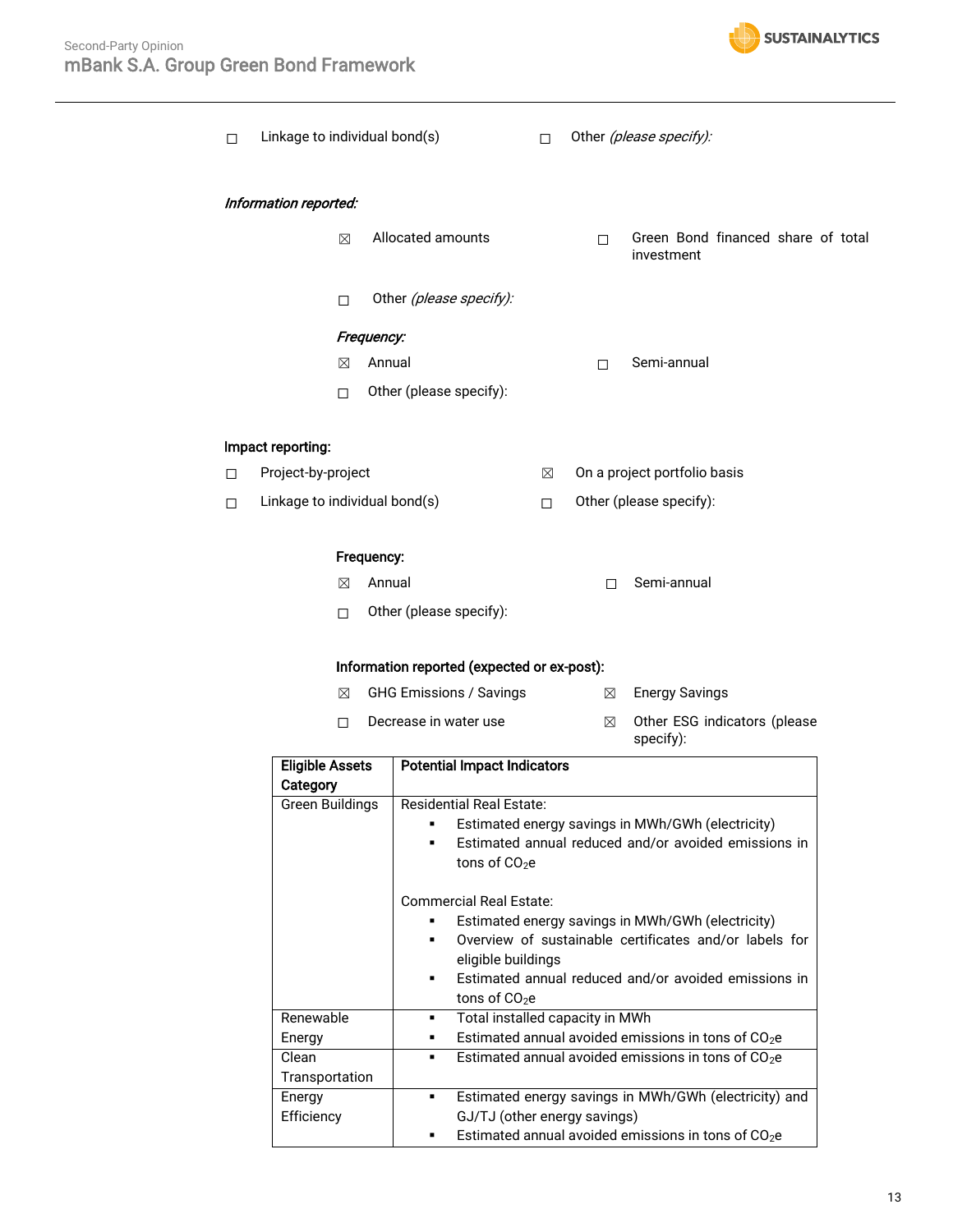☐ Linkage to individual bond(s) ☐ Other *(please specify):*

***Information reported:***

☒ Allocated amounts ☐ Green Bond financed share of total investment

☐ Other *(please specify):*

***Frequency:***

☒ Annual ☐ Semi-annual

☐ Other (please specify):

**Impact reporting:**

☐ Project-by-project ☒ On a project portfolio basis

☐ Linkage to individual bond(s) ☐ Other (please specify):

**Frequency:**

☒ Annual ☐ Semi-annual

☐ Other (please specify):

**Information reported (expected or ex-post):**

☒ GHG Emissions / Savings ☒ Energy Savings

☐ Decrease in water use ☒ Other ESG indicators (please specify):

| Eligible Assets Category | Potential Impact Indicators |
|---|---|
| Green Buildings | Residential Real Estate:<br>▪ Estimated energy savings in MWh/GWh (electricity)<br>▪ Estimated annual reduced and/or avoided emissions in tons of $CO_2e$<br><br>Commercial Real Estate:<br>▪ Estimated energy savings in MWh/GWh (electricity)<br>▪ Overview of sustainable certificates and/or labels for eligible buildings<br>▪ Estimated annual reduced and/or avoided emissions in tons of $CO_2e$ |
| Renewable Energy | ▪ Total installed capacity in MWh<br>▪ Estimated annual avoided emissions in tons of $CO_2e$ |
| Clean Transportation | ▪ Estimated annual avoided emissions in tons of $CO_2e$ |
| Energy Efficiency | ▪ Estimated energy savings in MWh/GWh (electricity) and GJ/TJ (other energy savings)<br>▪ Estimated annual avoided emissions in tons of $CO_2e$ |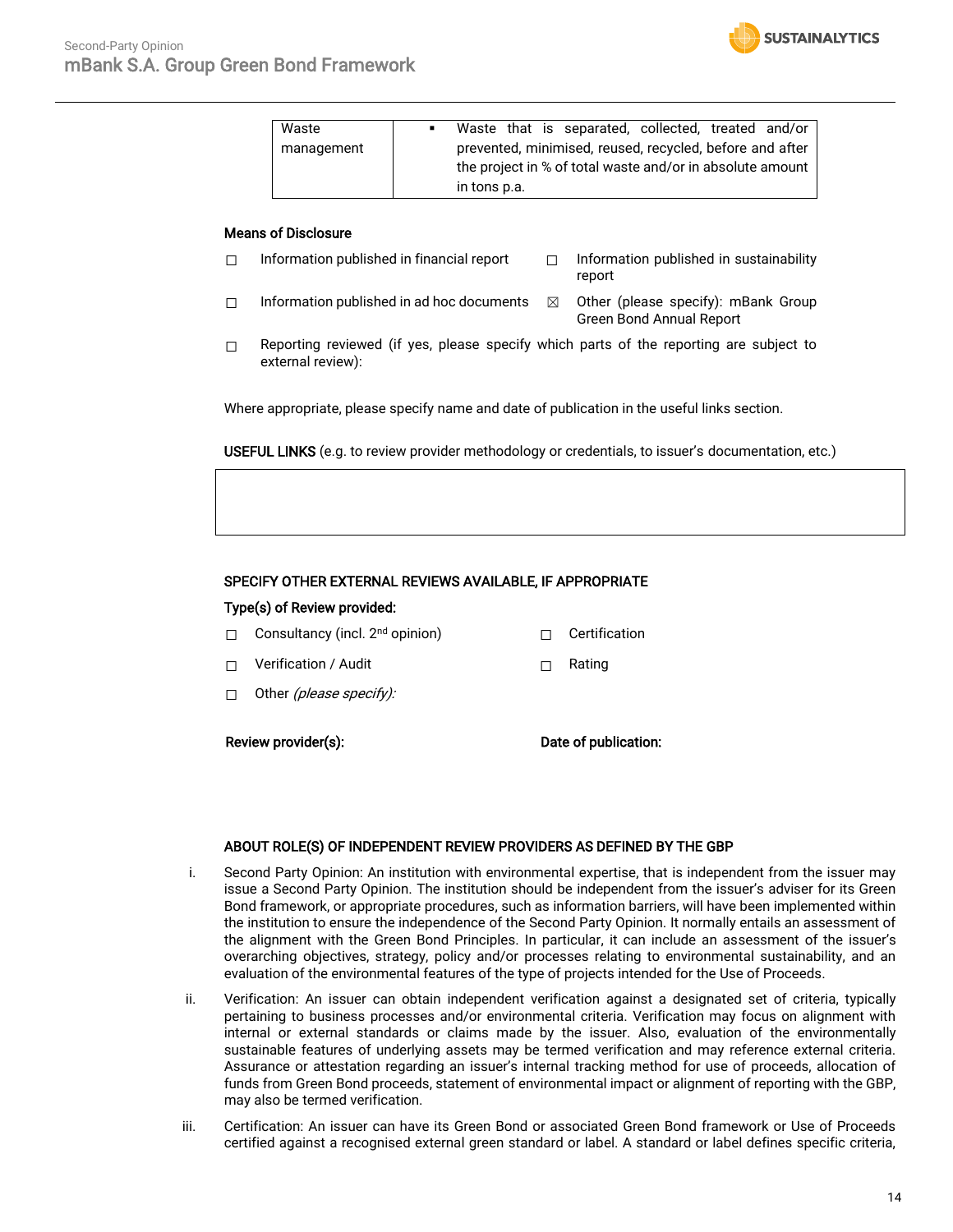| Waste management | ▪ Waste that is separated, collected, treated and/or prevented, minimised, reused, recycled, before and after the project in % of total waste and/or in absolute amount in tons p.a. |
|---|---|

**Means of Disclosure**

☐ Information published in financial report

☐ Information published in sustainability report

☐ Information published in ad hoc documents

☒ Other (please specify): mBank Group Green Bond Annual Report

☐ Reporting reviewed (if yes, please specify which parts of the reporting are subject to external review):

Where appropriate, please specify name and date of publication in the useful links section.

**USEFUL LINKS** (e.g. to review provider methodology or credentials, to issuer's documentation, etc.)

| |
|---|
| |

**SPECIFY OTHER EXTERNAL REVIEWS AVAILABLE, IF APPROPRIATE**

**Type(s) of Review provided:**

☐ Consultancy (incl. 2nd opinion)

☐ Certification

☐ Verification / Audit

☐ Rating

☐ Other *(please specify):*

**Review provider(s):**

**Date of publication:**

**ABOUT ROLE(S) OF INDEPENDENT REVIEW PROVIDERS AS DEFINED BY THE GBP**

i. Second Party Opinion: An institution with environmental expertise, that is independent from the issuer may issue a Second Party Opinion. The institution should be independent from the issuer's adviser for its Green Bond framework, or appropriate procedures, such as information barriers, will have been implemented within the institution to ensure the independence of the Second Party Opinion. It normally entails an assessment of the alignment with the Green Bond Principles. In particular, it can include an assessment of the issuer's overarching objectives, strategy, policy and/or processes relating to environmental sustainability, and an evaluation of the environmental features of the type of projects intended for the Use of Proceeds.

ii. Verification: An issuer can obtain independent verification against a designated set of criteria, typically pertaining to business processes and/or environmental criteria. Verification may focus on alignment with internal or external standards or claims made by the issuer. Also, evaluation of the environmentally sustainable features of underlying assets may be termed verification and may reference external criteria. Assurance or attestation regarding an issuer's internal tracking method for use of proceeds, allocation of funds from Green Bond proceeds, statement of environmental impact or alignment of reporting with the GBP, may also be termed verification.

iii. Certification: An issuer can have its Green Bond or associated Green Bond framework or Use of Proceeds certified against a recognised external green standard or label. A standard or label defines specific criteria,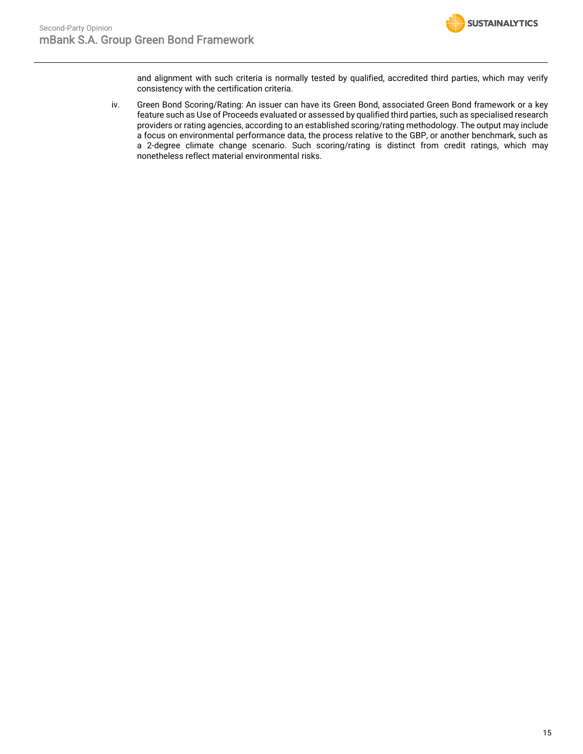and alignment with such criteria is normally tested by qualified, accredited third parties, which may verify consistency with the certification criteria.

iv. Green Bond Scoring/Rating: An issuer can have its Green Bond, associated Green Bond framework or a key feature such as Use of Proceeds evaluated or assessed by qualified third parties, such as specialised research providers or rating agencies, according to an established scoring/rating methodology. The output may include a focus on environmental performance data, the process relative to the GBP, or another benchmark, such as a 2-degree climate change scenario. Such scoring/rating is distinct from credit ratings, which may nonetheless reflect material environmental risks.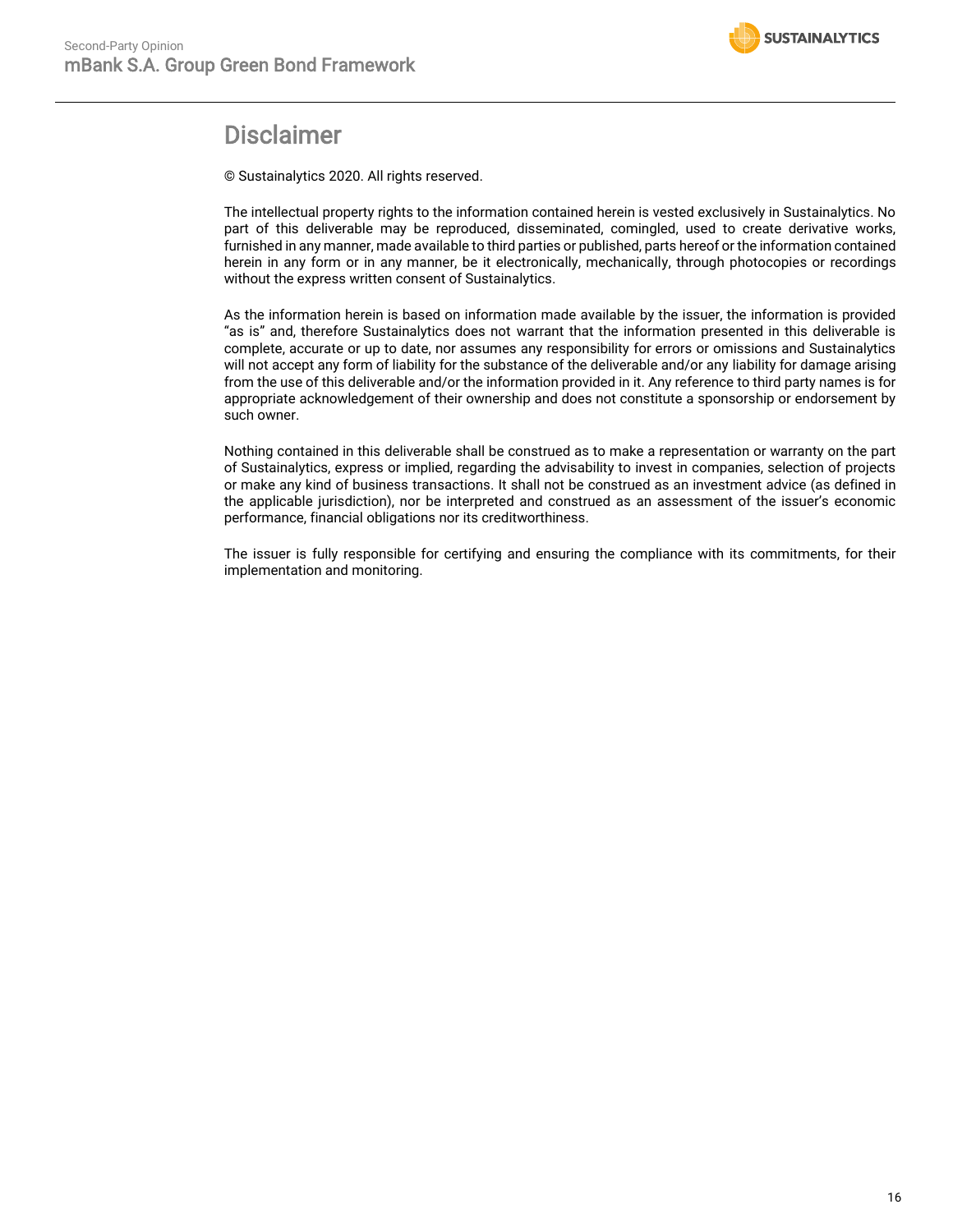# Disclaimer

© Sustainalytics 2020. All rights reserved.

The intellectual property rights to the information contained herein is vested exclusively in Sustainalytics. No part of this deliverable may be reproduced, disseminated, comingled, used to create derivative works, furnished in any manner, made available to third parties or published, parts hereof or the information contained herein in any form or in any manner, be it electronically, mechanically, through photocopies or recordings without the express written consent of Sustainalytics.

As the information herein is based on information made available by the issuer, the information is provided "as is" and, therefore Sustainalytics does not warrant that the information presented in this deliverable is complete, accurate or up to date, nor assumes any responsibility for errors or omissions and Sustainalytics will not accept any form of liability for the substance of the deliverable and/or any liability for damage arising from the use of this deliverable and/or the information provided in it. Any reference to third party names is for appropriate acknowledgement of their ownership and does not constitute a sponsorship or endorsement by such owner.

Nothing contained in this deliverable shall be construed as to make a representation or warranty on the part of Sustainalytics, express or implied, regarding the advisability to invest in companies, selection of projects or make any kind of business transactions. It shall not be construed as an investment advice (as defined in the applicable jurisdiction), nor be interpreted and construed as an assessment of the issuer's economic performance, financial obligations nor its creditworthiness.

The issuer is fully responsible for certifying and ensuring the compliance with its commitments, for their implementation and monitoring.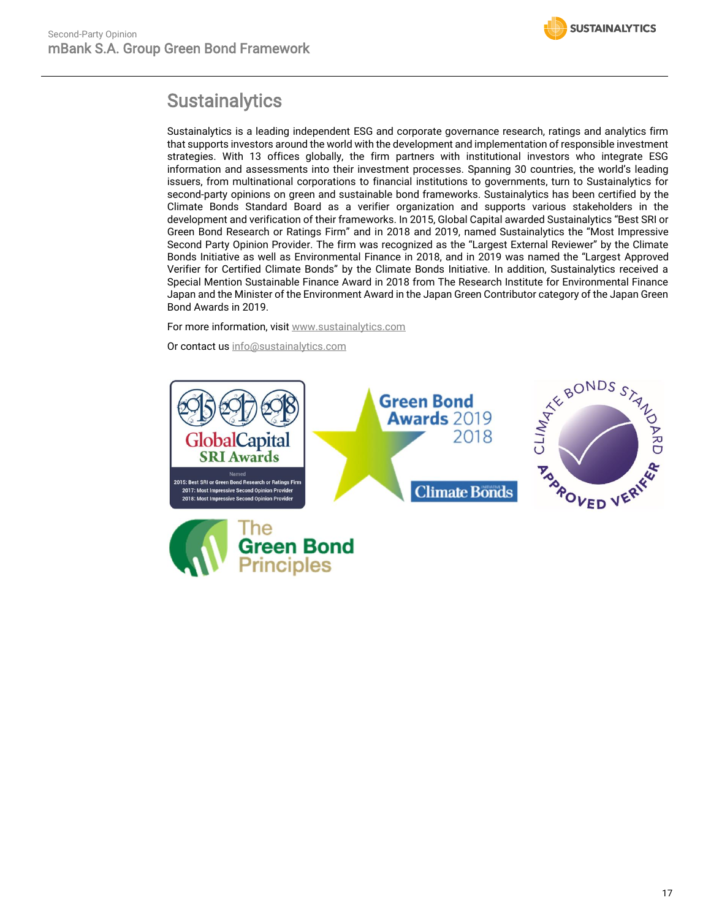## Sustainalytics

Sustainalytics is a leading independent ESG and corporate governance research, ratings and analytics firm that supports investors around the world with the development and implementation of responsible investment strategies. With 13 offices globally, the firm partners with institutional investors who integrate ESG information and assessments into their investment processes. Spanning 30 countries, the world's leading issuers, from multinational corporations to financial institutions to governments, turn to Sustainalytics for second-party opinions on green and sustainable bond frameworks. Sustainalytics has been certified by the Climate Bonds Standard Board as a verifier organization and supports various stakeholders in the development and verification of their frameworks. In 2015, Global Capital awarded Sustainalytics "Best SRI or Green Bond Research or Ratings Firm" and in 2018 and 2019, named Sustainalytics the "Most Impressive Second Party Opinion Provider. The firm was recognized as the "Largest External Reviewer" by the Climate Bonds Initiative as well as Environmental Finance in 2018, and in 2019 was named the "Largest Approved Verifier for Certified Climate Bonds" by the Climate Bonds Initiative. In addition, Sustainalytics received a Special Mention Sustainable Finance Award in 2018 from The Research Institute for Environmental Finance Japan and the Minister of the Environment Award in the Japan Green Contributor category of the Japan Green Bond Awards in 2019.

For more information, visit www.sustainalytics.com

Or contact us info@sustainalytics.com